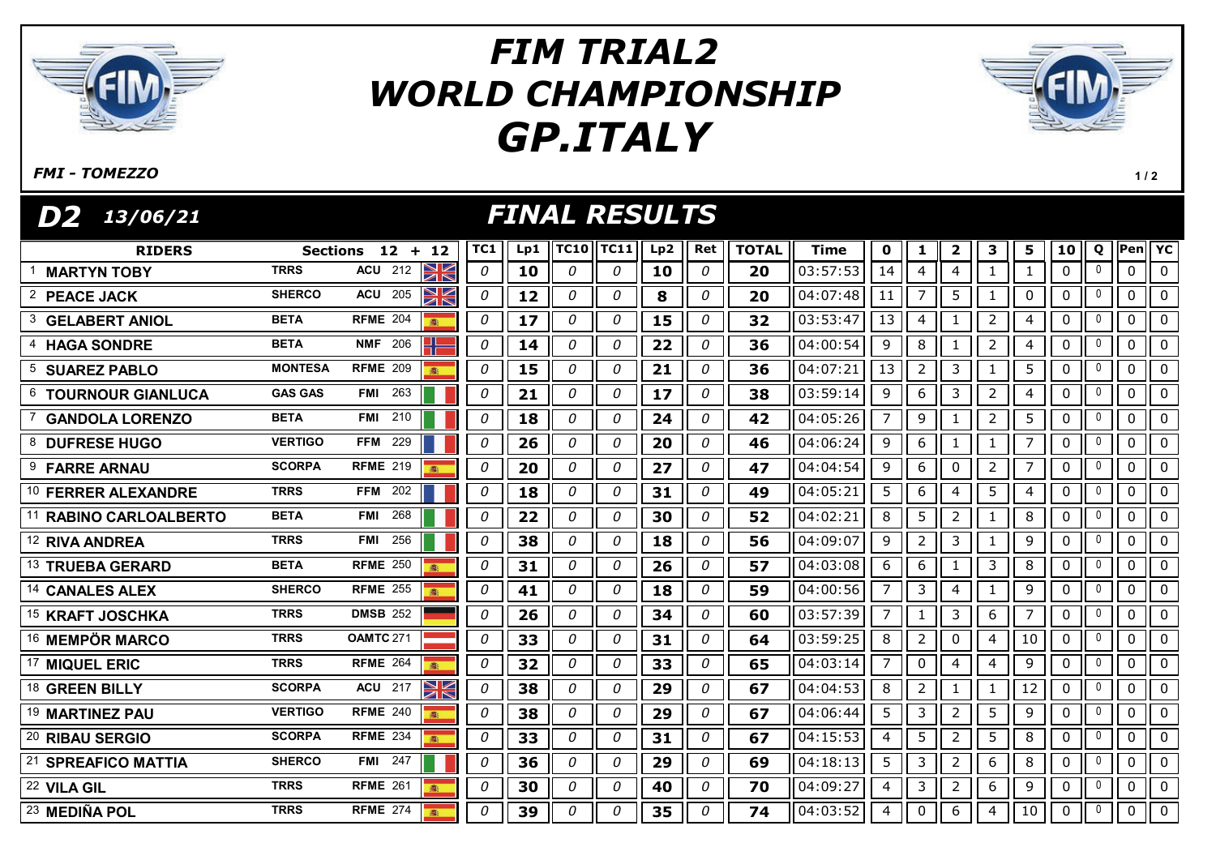# FIM TRIAL2 WORLD CHAMPIONSHIP GP.ITALY

*FMI - TOMEZZO*

## D2 13/06/21 — FINAL RESULTS

| | RIDERS | | Sections 12 + 12 | | TC1 | Lp1 | TC10 | TC11 | Lp2 | Ret | TOTAL | Time | 0 | 1 | 2 | 3 | 5 | 10 | Q | Pen | YC |
|---|---|---|---|---|---|---|---|---|---|---|---|---|---|---|---|---|---|---|---|---|---|
| 1 | MARTYN TOBY | TRRS | ACU | 212 | 0 | 10 | 0 | 0 | 10 | 0 | 20 | 03:57:53 | 14 | 4 | 4 | 1 | 1 | 0 | 0 | 0 | 0 |
| 2 | PEACE JACK | SHERCO | ACU | 205 | 0 | 12 | 0 | 0 | 8 | 0 | 20 | 04:07:48 | 11 | 7 | 5 | 1 | 0 | 0 | 0 | 0 | 0 |
| 3 | GELABERT ANIOL | BETA | RFME | 204 | 0 | 17 | 0 | 0 | 15 | 0 | 32 | 03:53:47 | 13 | 4 | 1 | 2 | 4 | 0 | 0 | 0 | 0 |
| 4 | HAGA SONDRE | BETA | NMF | 206 | 0 | 14 | 0 | 0 | 22 | 0 | 36 | 04:00:54 | 9 | 8 | 1 | 2 | 4 | 0 | 0 | 0 | 0 |
| 5 | SUAREZ PABLO | MONTESA | RFME | 209 | 0 | 15 | 0 | 0 | 21 | 0 | 36 | 04:07:21 | 13 | 2 | 3 | 1 | 5 | 0 | 0 | 0 | 0 |
| 6 | TOURNOUR GIANLUCA | GAS GAS | FMI | 263 | 0 | 21 | 0 | 0 | 17 | 0 | 38 | 03:59:14 | 9 | 6 | 3 | 2 | 4 | 0 | 0 | 0 | 0 |
| 7 | GANDOLA LORENZO | BETA | FMI | 210 | 0 | 18 | 0 | 0 | 24 | 0 | 42 | 04:05:26 | 7 | 9 | 1 | 2 | 5 | 0 | 0 | 0 | 0 |
| 8 | DUFRESE HUGO | VERTIGO | FFM | 229 | 0 | 26 | 0 | 0 | 20 | 0 | 46 | 04:06:24 | 9 | 6 | 1 | 1 | 7 | 0 | 0 | 0 | 0 |
| 9 | FARRE ARNAU | SCORPA | RFME | 219 | 0 | 20 | 0 | 0 | 27 | 0 | 47 | 04:04:54 | 9 | 6 | 0 | 2 | 7 | 0 | 0 | 0 | 0 |
| 10 | FERRER ALEXANDRE | TRRS | FFM | 202 | 0 | 18 | 0 | 0 | 31 | 0 | 49 | 04:05:21 | 5 | 6 | 4 | 5 | 4 | 0 | 0 | 0 | 0 |
| 11 | RABINO CARLOALBERTO | BETA | FMI | 268 | 0 | 22 | 0 | 0 | 30 | 0 | 52 | 04:02:21 | 8 | 5 | 2 | 1 | 8 | 0 | 0 | 0 | 0 |
| 12 | RIVA ANDREA | TRRS | FMI | 256 | 0 | 38 | 0 | 0 | 18 | 0 | 56 | 04:09:07 | 9 | 2 | 3 | 1 | 9 | 0 | 0 | 0 | 0 |
| 13 | TRUEBA GERARD | BETA | RFME | 250 | 0 | 31 | 0 | 0 | 26 | 0 | 57 | 04:03:08 | 6 | 6 | 1 | 3 | 8 | 0 | 0 | 0 | 0 |
| 14 | CANALES ALEX | SHERCO | RFME | 255 | 0 | 41 | 0 | 0 | 18 | 0 | 59 | 04:00:56 | 7 | 3 | 4 | 1 | 9 | 0 | 0 | 0 | 0 |
| 15 | KRAFT JOSCHKA | TRRS | DMSB | 252 | 0 | 26 | 0 | 0 | 34 | 0 | 60 | 03:57:39 | 7 | 1 | 3 | 6 | 7 | 0 | 0 | 0 | 0 |
| 16 | MEMPÖR MARCO | TRRS | OAMTC | 271 | 0 | 33 | 0 | 0 | 31 | 0 | 64 | 03:59:25 | 8 | 2 | 0 | 4 | 10 | 0 | 0 | 0 | 0 |
| 17 | MIQUEL ERIC | TRRS | RFME | 264 | 0 | 32 | 0 | 0 | 33 | 0 | 65 | 04:03:14 | 7 | 0 | 4 | 4 | 9 | 0 | 0 | 0 | 0 |
| 18 | GREEN BILLY | SCORPA | ACU | 217 | 0 | 38 | 0 | 0 | 29 | 0 | 67 | 04:04:53 | 8 | 2 | 1 | 1 | 12 | 0 | 0 | 0 | 0 |
| 19 | MARTINEZ PAU | VERTIGO | RFME | 240 | 0 | 38 | 0 | 0 | 29 | 0 | 67 | 04:06:44 | 5 | 3 | 2 | 5 | 9 | 0 | 0 | 0 | 0 |
| 20 | RIBAU SERGIO | SCORPA | RFME | 234 | 0 | 33 | 0 | 0 | 31 | 0 | 67 | 04:15:53 | 4 | 5 | 2 | 5 | 8 | 0 | 0 | 0 | 0 |
| 21 | SPREAFICO MATTIA | SHERCO | FMI | 247 | 0 | 36 | 0 | 0 | 29 | 0 | 69 | 04:18:13 | 5 | 3 | 2 | 6 | 8 | 0 | 0 | 0 | 0 |
| 22 | VILA GIL | TRRS | RFME | 261 | 0 | 30 | 0 | 0 | 40 | 0 | 70 | 04:09:27 | 4 | 3 | 2 | 6 | 9 | 0 | 0 | 0 | 0 |
| 23 | MEDIÑA POL | TRRS | RFME | 274 | 0 | 39 | 0 | 0 | 35 | 0 | 74 | 04:03:52 | 4 | 0 | 6 | 4 | 10 | 0 | 0 | 0 | 0 |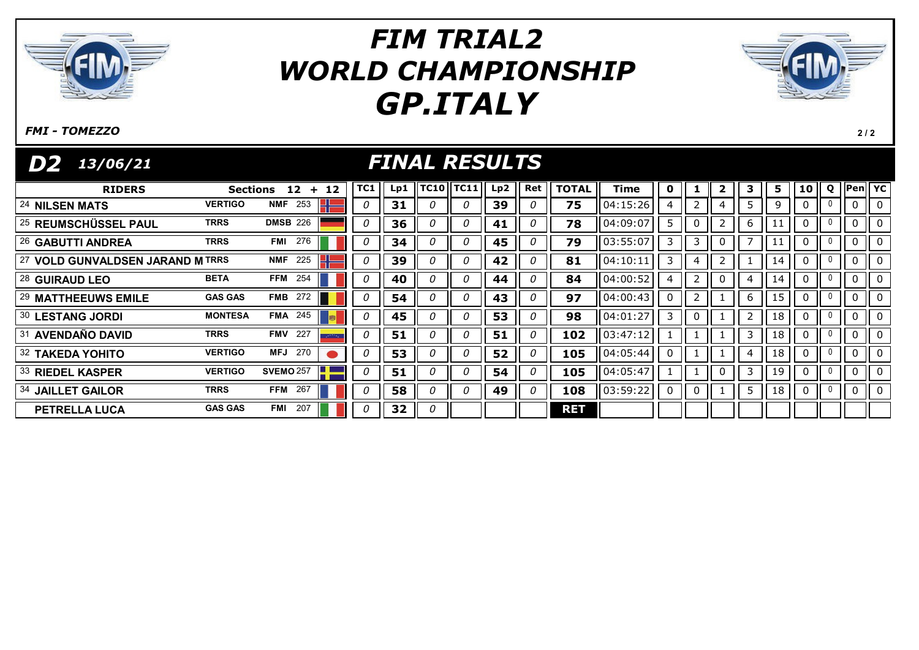# FIM TRIAL2 WORLD CHAMPIONSHIP GP.ITALY

*FMI - TOMEZZO*

## D2 13/06/21 — FINAL RESULTS

| RIDERS | Sections 12 + 12 | | | TC1 | Lp1 | TC10 | TC11 | Lp2 | Ret | TOTAL | Time | 0 | 1 | 2 | 3 | 5 | 10 | Q | Pen | YC |
|---|---|---|---|---|---|---|---|---|---|---|---|---|---|---|---|---|---|---|---|---|
| 24 NILSEN MATS | VERTIGO | NMF | 253 | 0 | 31 | 0 | 0 | 39 | 0 | 75 | 04:15:26 | 4 | 2 | 4 | 5 | 9 | 0 | 0 | 0 | 0 |
| 25 REUMSCHÜSSEL PAUL | TRRS | DMSB | 226 | 0 | 36 | 0 | 0 | 41 | 0 | 78 | 04:09:07 | 5 | 0 | 2 | 6 | 11 | 0 | 0 | 0 | 0 |
| 26 GABUTTI ANDREA | TRRS | FMI | 276 | 0 | 34 | 0 | 0 | 45 | 0 | 79 | 03:55:07 | 3 | 3 | 0 | 7 | 11 | 0 | 0 | 0 | 0 |
| 27 VOLD GUNVALDSEN JARAND M | TRRS | NMF | 225 | 0 | 39 | 0 | 0 | 42 | 0 | 81 | 04:10:11 | 3 | 4 | 2 | 1 | 14 | 0 | 0 | 0 | 0 |
| 28 GUIRAUD LEO | BETA | FFM | 254 | 0 | 40 | 0 | 0 | 44 | 0 | 84 | 04:00:52 | 4 | 2 | 0 | 4 | 14 | 0 | 0 | 0 | 0 |
| 29 MATTHEEUWS EMILE | GAS GAS | FMB | 272 | 0 | 54 | 0 | 0 | 43 | 0 | 97 | 04:00:43 | 0 | 2 | 1 | 6 | 15 | 0 | 0 | 0 | 0 |
| 30 LESTANG JORDI | MONTESA | FMA | 245 | 0 | 45 | 0 | 0 | 53 | 0 | 98 | 04:01:27 | 3 | 0 | 1 | 2 | 18 | 0 | 0 | 0 | 0 |
| 31 AVENDAÑO DAVID | TRRS | FMV | 227 | 0 | 51 | 0 | 0 | 51 | 0 | 102 | 03:47:12 | 1 | 1 | 1 | 3 | 18 | 0 | 0 | 0 | 0 |
| 32 TAKEDA YOHITO | VERTIGO | MFJ | 270 | 0 | 53 | 0 | 0 | 52 | 0 | 105 | 04:05:44 | 0 | 1 | 1 | 4 | 18 | 0 | 0 | 0 | 0 |
| 33 RIEDEL KASPER | VERTIGO | SVEMO | 257 | 0 | 51 | 0 | 0 | 54 | 0 | 105 | 04:05:47 | 1 | 1 | 0 | 3 | 19 | 0 | 0 | 0 | 0 |
| 34 JAILLET GAILOR | TRRS | FFM | 267 | 0 | 58 | 0 | 0 | 49 | 0 | 108 | 03:59:22 | 0 | 0 | 1 | 5 | 18 | 0 | 0 | 0 | 0 |
| PETRELLA LUCA | GAS GAS | FMI | 207 | 0 | 32 | 0 | | | | RET | | | | | | | | | | |